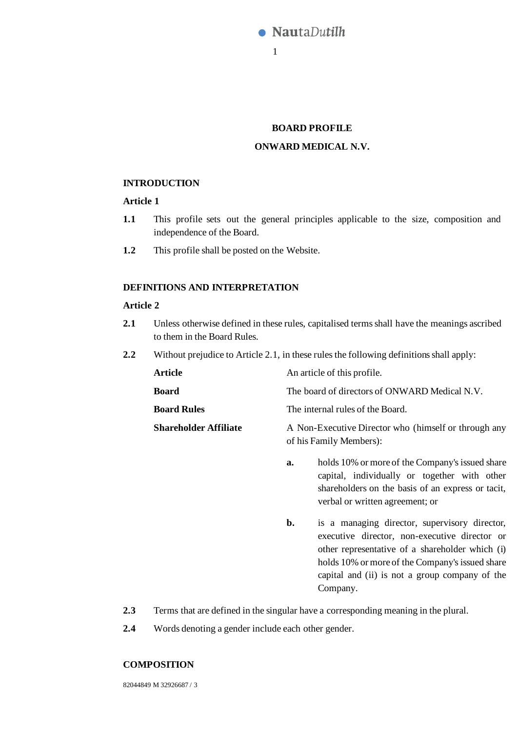# BOARD PROFILE

# ONWARD MEDICAL N.V.

## INTRODUCTION

### Article 1

**1.1** This profile sets out the general principles applicable to the size, composition and independence of the Board.

**1.2** This profile shall be posted on the Website.

## DEFINITIONS AND INTERPRETATION

### Article 2

**2.1** Unless otherwise defined in these rules, capitalised terms shall have the meanings ascribed to them in the Board Rules.

**2.2** Without prejudice to Article 2.1, in these rules the following definitions shall apply:

| | |
|---|---|
| **Article** | An article of this profile. |
| **Board** | The board of directors of ONWARD Medical N.V. |
| **Board Rules** | The internal rules of the Board. |
| **Shareholder Affiliate** | A Non-Executive Director who (himself or through any of his Family Members):<br>**a.** holds 10% or more of the Company's issued share capital, individually or together with other shareholders on the basis of an express or tacit, verbal or written agreement; or<br>**b.** is a managing director, supervisory director, executive director, non-executive director or other representative of a shareholder which (i) holds 10% or more of the Company's issued share capital and (ii) is not a group company of the Company. |

**2.3** Terms that are defined in the singular have a corresponding meaning in the plural.

**2.4** Words denoting a gender include each other gender.

## COMPOSITION

82044849 M 32926687 / 3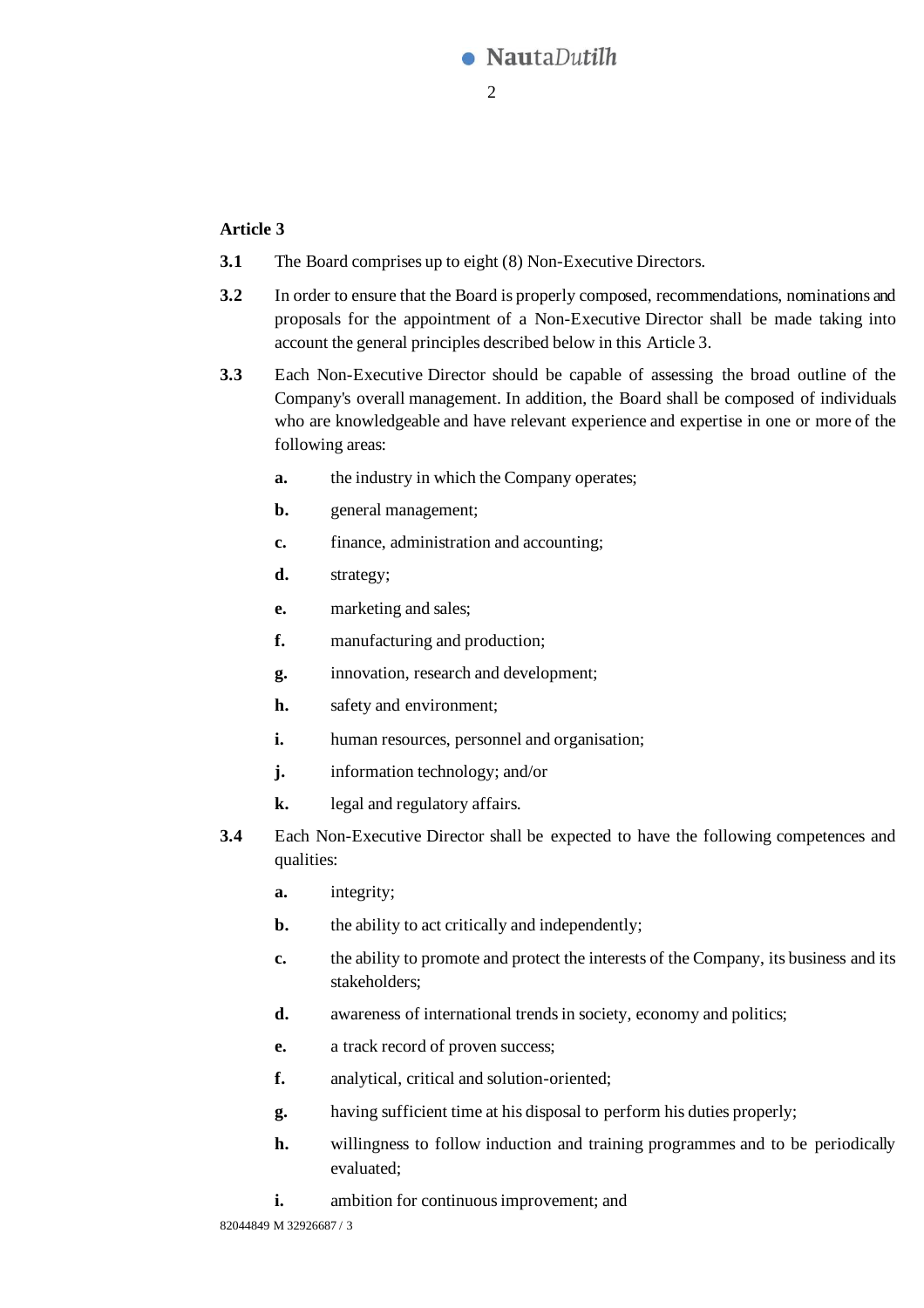**Article 3**

**3.1** The Board comprises up to eight (8) Non-Executive Directors.

**3.2** In order to ensure that the Board is properly composed, recommendations, nominations and proposals for the appointment of a Non-Executive Director shall be made taking into account the general principles described below in this Article 3.

**3.3** Each Non-Executive Director should be capable of assessing the broad outline of the Company's overall management. In addition, the Board shall be composed of individuals who are knowledgeable and have relevant experience and expertise in one or more of the following areas:

- **a.** the industry in which the Company operates;
- **b.** general management;
- **c.** finance, administration and accounting;
- **d.** strategy;
- **e.** marketing and sales;
- **f.** manufacturing and production;
- **g.** innovation, research and development;
- **h.** safety and environment;
- **i.** human resources, personnel and organisation;
- **j.** information technology; and/or
- **k.** legal and regulatory affairs.

**3.4** Each Non-Executive Director shall be expected to have the following competences and qualities:

- **a.** integrity;
- **b.** the ability to act critically and independently;
- **c.** the ability to promote and protect the interests of the Company, its business and its stakeholders;
- **d.** awareness of international trends in society, economy and politics;
- **e.** a track record of proven success;
- **f.** analytical, critical and solution-oriented;
- **g.** having sufficient time at his disposal to perform his duties properly;
- **h.** willingness to follow induction and training programmes and to be periodically evaluated;
- **i.** ambition for continuous improvement; and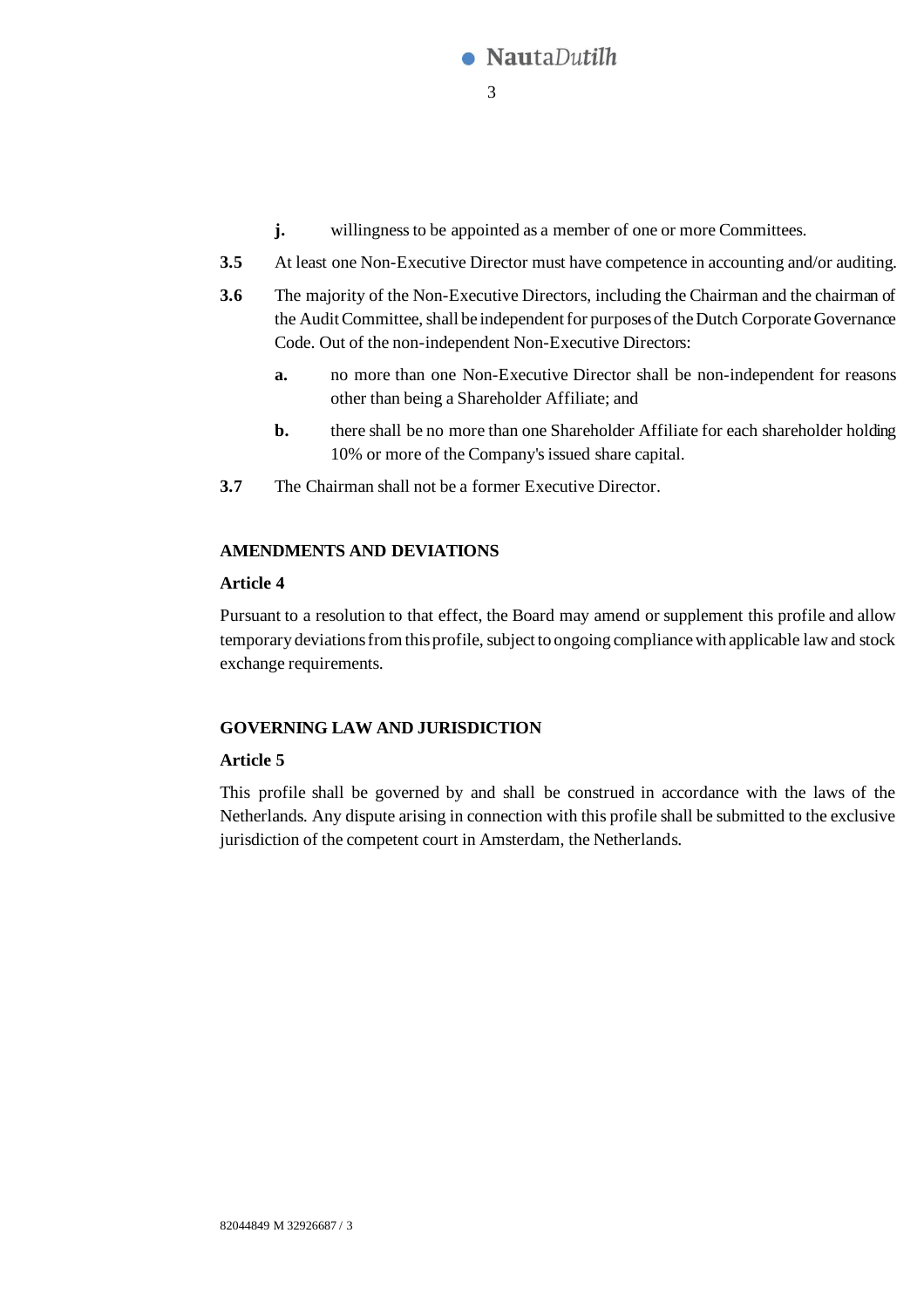**j.** willingness to be appointed as a member of one or more Committees.

**3.5** At least one Non-Executive Director must have competence in accounting and/or auditing.

**3.6** The majority of the Non-Executive Directors, including the Chairman and the chairman of the Audit Committee, shall be independent for purposes of the Dutch Corporate Governance Code. Out of the non-independent Non-Executive Directors:

**a.** no more than one Non-Executive Director shall be non-independent for reasons other than being a Shareholder Affiliate; and

**b.** there shall be no more than one Shareholder Affiliate for each shareholder holding 10% or more of the Company's issued share capital.

**3.7** The Chairman shall not be a former Executive Director.

**AMENDMENTS AND DEVIATIONS**

**Article 4**

Pursuant to a resolution to that effect, the Board may amend or supplement this profile and allow temporary deviations from this profile, subject to ongoing compliance with applicable law and stock exchange requirements.

**GOVERNING LAW AND JURISDICTION**

**Article 5**

This profile shall be governed by and shall be construed in accordance with the laws of the Netherlands. Any dispute arising in connection with this profile shall be submitted to the exclusive jurisdiction of the competent court in Amsterdam, the Netherlands.